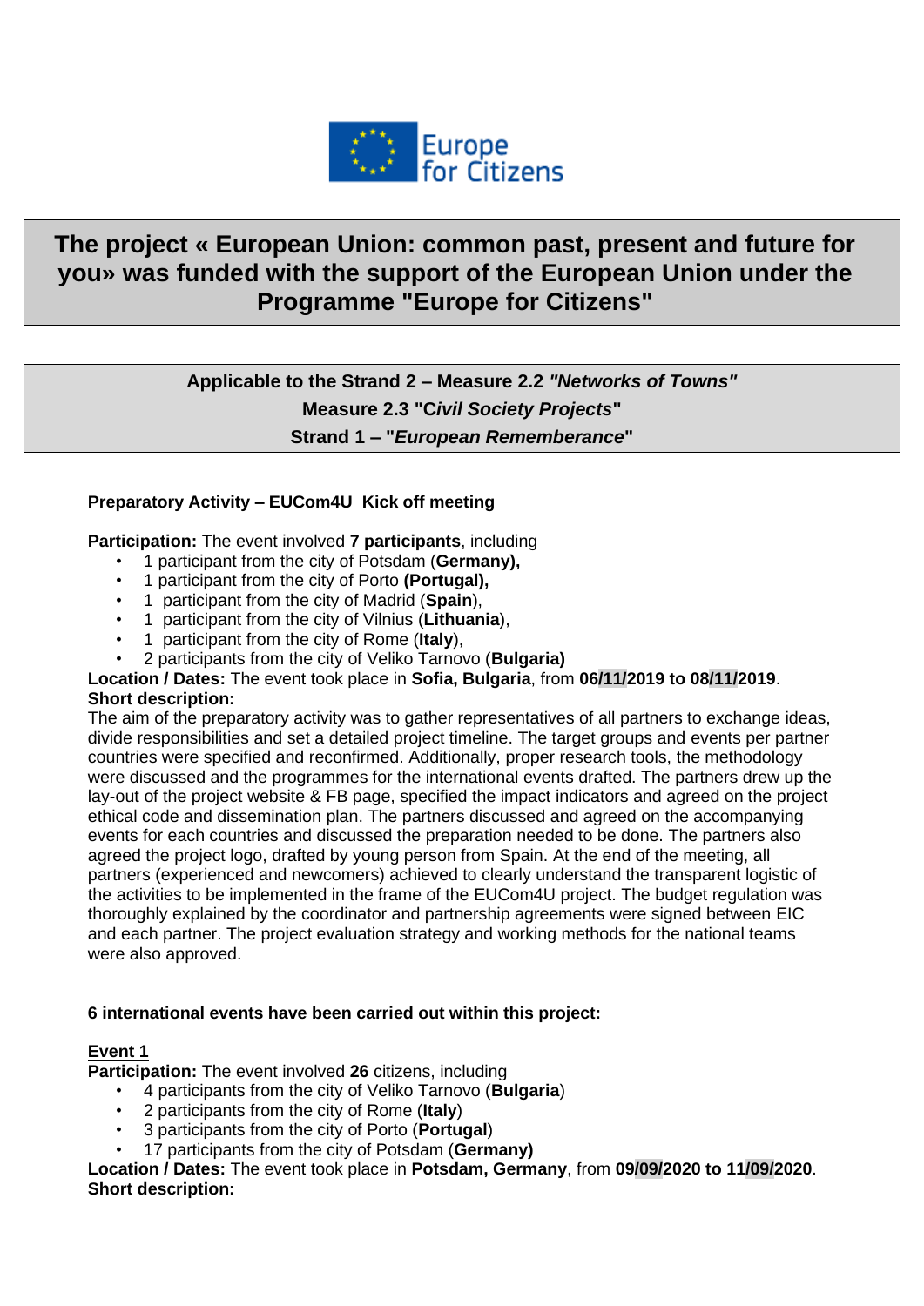Europe for Citizens

# The project « European Union: common past, present and future for you» was funded with the support of the European Union under the Programme "Europe for Citizens"

**Applicable to the Strand 2 – Measure 2.2 *"Networks of Towns"***

**Measure 2.3 "C*ivil Society Projects*"**

**Strand 1 – "*European Rememberance*"**

**Preparatory Activity – EUCom4U Kick off meeting**

**Participation:** The event involved **7 participants**, including

- 1 participant from the city of Potsdam (**Germany),**
- 1 participant from the city of Porto **(Portugal),**
- 1 participant from the city of Madrid (**Spain**),
- 1 participant from the city of Vilnius (**Lithuania**),
- 1 participant from the city of Rome (**Italy**),
- 2 participants from the city of Veliko Tarnovo (**Bulgaria)**

**Location / Dates:** The event took place in **Sofia, Bulgaria**, from **06/11/2019 to 08/11/2019**.

**Short description:**

The aim of the preparatory activity was to gather representatives of all partners to exchange ideas, divide responsibilities and set a detailed project timeline. The target groups and events per partner countries were specified and reconfirmed. Additionally, proper research tools, the methodology were discussed and the programmes for the international events drafted. The partners drew up the lay-out of the project website & FB page, specified the impact indicators and agreed on the project ethical code and dissemination plan. The partners discussed and agreed on the accompanying events for each countries and discussed the preparation needed to be done. The partners also agreed the project logo, drafted by young person from Spain. At the end of the meeting, all partners (experienced and newcomers) achieved to clearly understand the transparent logistic of the activities to be implemented in the frame of the EUCom4U project. The budget regulation was thoroughly explained by the coordinator and partnership agreements were signed between EIC and each partner. The project evaluation strategy and working methods for the national teams were also approved.

**6 international events have been carried out within this project:**

**Event 1**

**Participation:** The event involved **26** citizens, including

- 4 participants from the city of Veliko Tarnovo (**Bulgaria**)
- 2 participants from the city of Rome (**Italy**)
- 3 participants from the city of Porto (**Portugal**)
- 17 participants from the city of Potsdam (**Germany)**

**Location / Dates:** The event took place in **Potsdam, Germany**, from **09/09/2020 to 11/09/2020**.

**Short description:**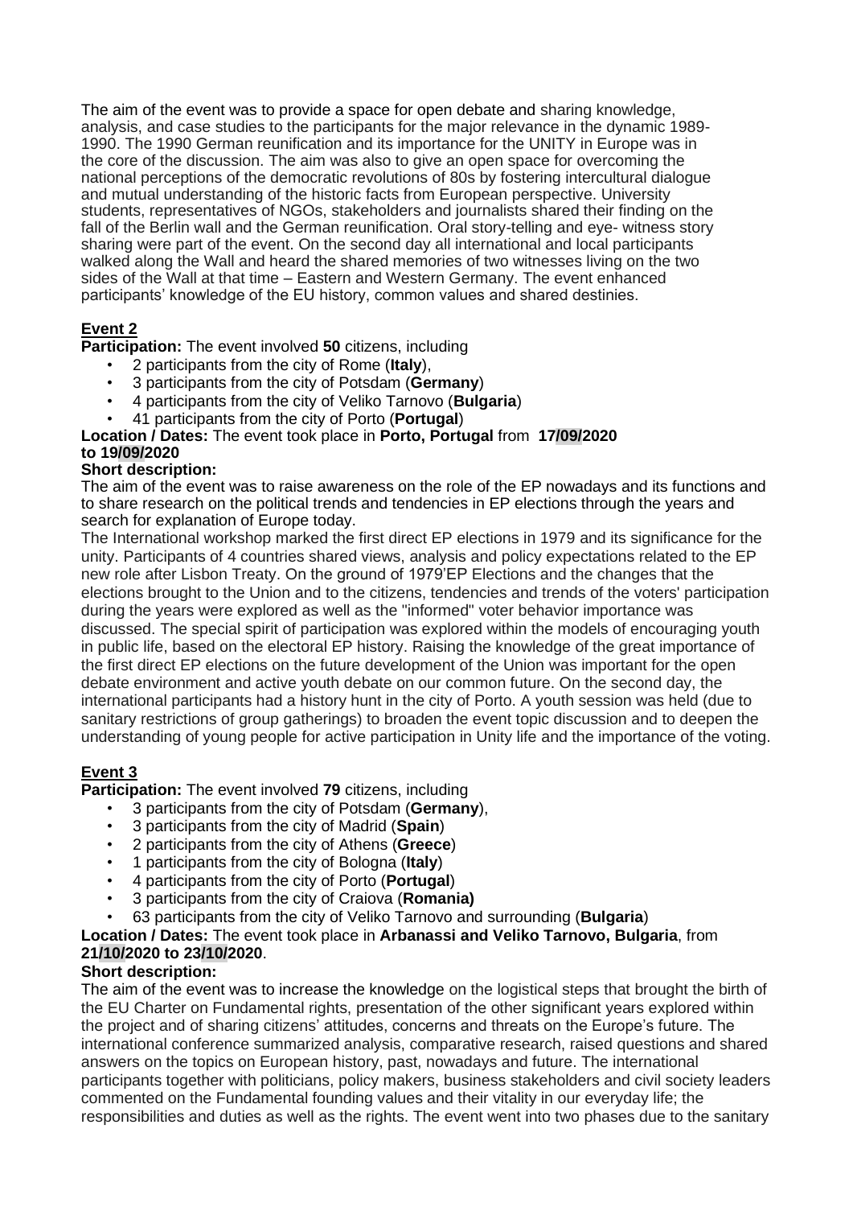The aim of the event was to provide a space for open debate and sharing knowledge, analysis, and case studies to the participants for the major relevance in the dynamic 1989-1990. The 1990 German reunification and its importance for the UNITY in Europe was in the core of the discussion. The aim was also to give an open space for overcoming the national perceptions of the democratic revolutions of 80s by fostering intercultural dialogue and mutual understanding of the historic facts from European perspective. University students, representatives of NGOs, stakeholders and journalists shared their finding on the fall of the Berlin wall and the German reunification. Oral story-telling and eye- witness story sharing were part of the event. On the second day all international and local participants walked along the Wall and heard the shared memories of two witnesses living on the two sides of the Wall at that time – Eastern and Western Germany. The event enhanced participants' knowledge of the EU history, common values and shared destinies.

## Event 2

**Participation:** The event involved **50** citizens, including

- 2 participants from the city of Rome (**Italy**),
- 3 participants from the city of Potsdam (**Germany**)
- 4 participants from the city of Veliko Tarnovo (**Bulgaria**)
- 41 participants from the city of Porto (**Portugal**)

**Location / Dates:** The event took place in **Porto, Portugal** from **17/09/2020 to 19/09/2020**

**Short description:**

The aim of the event was to raise awareness on the role of the EP nowadays and its functions and to share research on the political trends and tendencies in EP elections through the years and search for explanation of Europe today.

The International workshop marked the first direct EP elections in 1979 and its significance for the unity. Participants of 4 countries shared views, analysis and policy expectations related to the EP new role after Lisbon Treaty. On the ground of 1979'EP Elections and the changes that the elections brought to the Union and to the citizens, tendencies and trends of the voters' participation during the years were explored as well as the "informed" voter behavior importance was discussed. The special spirit of participation was explored within the models of encouraging youth in public life, based on the electoral EP history. Raising the knowledge of the great importance of the first direct EP elections on the future development of the Union was important for the open debate environment and active youth debate on our common future. On the second day, the international participants had a history hunt in the city of Porto. A youth session was held (due to sanitary restrictions of group gatherings) to broaden the event topic discussion and to deepen the understanding of young people for active participation in Unity life and the importance of the voting.

## Event 3

**Participation:** The event involved **79** citizens, including

- 3 participants from the city of Potsdam (**Germany**),
- 3 participants from the city of Madrid (**Spain**)
- 2 participants from the city of Athens (**Greece**)
- 1 participants from the city of Bologna (**Italy**)
- 4 participants from the city of Porto (**Portugal**)
- 3 participants from the city of Craiova (**Romania)**
- 63 participants from the city of Veliko Tarnovo and surrounding (**Bulgaria**)

**Location / Dates:** The event took place in **Arbanassi and Veliko Tarnovo, Bulgaria**, from **21/10/2020 to 23/10/2020**.

**Short description:**

The aim of the event was to increase the knowledge on the logistical steps that brought the birth of the EU Charter on Fundamental rights, presentation of the other significant years explored within the project and of sharing citizens' attitudes, concerns and threats on the Europe's future. The international conference summarized analysis, comparative research, raised questions and shared answers on the topics on European history, past, nowadays and future. The international participants together with politicians, policy makers, business stakeholders and civil society leaders commented on the Fundamental founding values and their vitality in our everyday life; the responsibilities and duties as well as the rights. The event went into two phases due to the sanitary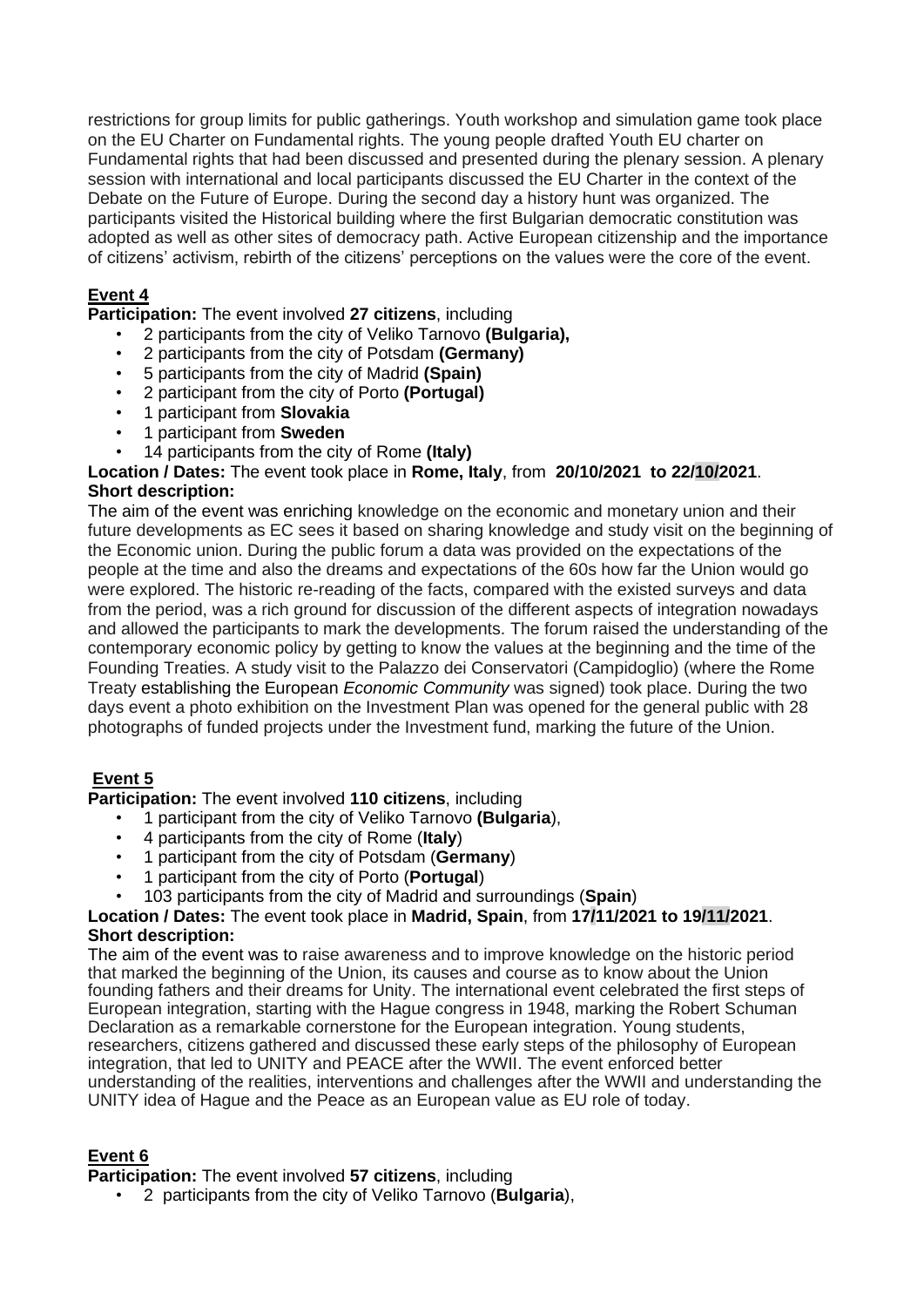restrictions for group limits for public gatherings. Youth workshop and simulation game took place on the EU Charter on Fundamental rights. The young people drafted Youth EU charter on Fundamental rights that had been discussed and presented during the plenary session. A plenary session with international and local participants discussed the EU Charter in the context of the Debate on the Future of Europe. During the second day a history hunt was organized. The participants visited the Historical building where the first Bulgarian democratic constitution was adopted as well as other sites of democracy path. Active European citizenship and the importance of citizens' activism, rebirth of the citizens' perceptions on the values were the core of the event.

## Event 4

**Participation:** The event involved **27 citizens**, including

- 2 participants from the city of Veliko Tarnovo **(Bulgaria),**
- 2 participants from the city of Potsdam **(Germany)**
- 5 participants from the city of Madrid **(Spain)**
- 2 participant from the city of Porto **(Portugal)**
- 1 participant from **Slovakia**
- 1 participant from **Sweden**
- 14 participants from the city of Rome **(Italy)**

**Location / Dates:** The event took place in **Rome, Italy**, from **20/10/2021 to 22/10/2021**.

**Short description:**

The aim of the event was enriching knowledge on the economic and monetary union and their future developments as EC sees it based on sharing knowledge and study visit on the beginning of the Economic union. During the public forum a data was provided on the expectations of the people at the time and also the dreams and expectations of the 60s how far the Union would go were explored. The historic re-reading of the facts, compared with the existed surveys and data from the period, was a rich ground for discussion of the different aspects of integration nowadays and allowed the participants to mark the developments. The forum raised the understanding of the contemporary economic policy by getting to know the values at the beginning and the time of the Founding Treaties. A study visit to the Palazzo dei Conservatori (Campidoglio) (where the Rome Treaty establishing the European *Economic Community* was signed) took place. During the two days event a photo exhibition on the Investment Plan was opened for the general public with 28 photographs of funded projects under the Investment fund, marking the future of the Union.

## Event 5

**Participation:** The event involved **110 citizens**, including

- 1 participant from the city of Veliko Tarnovo (**Bulgaria**),
- 4 participants from the city of Rome (**Italy**)
- 1 participant from the city of Potsdam (**Germany**)
- 1 participant from the city of Porto (**Portugal**)
- 103 participants from the city of Madrid and surroundings (**Spain**)

**Location / Dates:** The event took place in **Madrid, Spain**, from **17/11/2021 to 19/11/2021**.

**Short description:**

The aim of the event was to raise awareness and to improve knowledge on the historic period that marked the beginning of the Union, its causes and course as to know about the Union founding fathers and their dreams for Unity. The international event celebrated the first steps of European integration, starting with the Hague congress in 1948, marking the Robert Schuman Declaration as a remarkable cornerstone for the European integration. Young students, researchers, citizens gathered and discussed these early steps of the philosophy of European integration, that led to UNITY and PEACE after the WWII. The event enforced better understanding of the realities, interventions and challenges after the WWII and understanding the UNITY idea of Hague and the Peace as an European value as EU role of today.

## Event 6

**Participation:** The event involved **57 citizens**, including

- 2 participants from the city of Veliko Tarnovo (**Bulgaria**),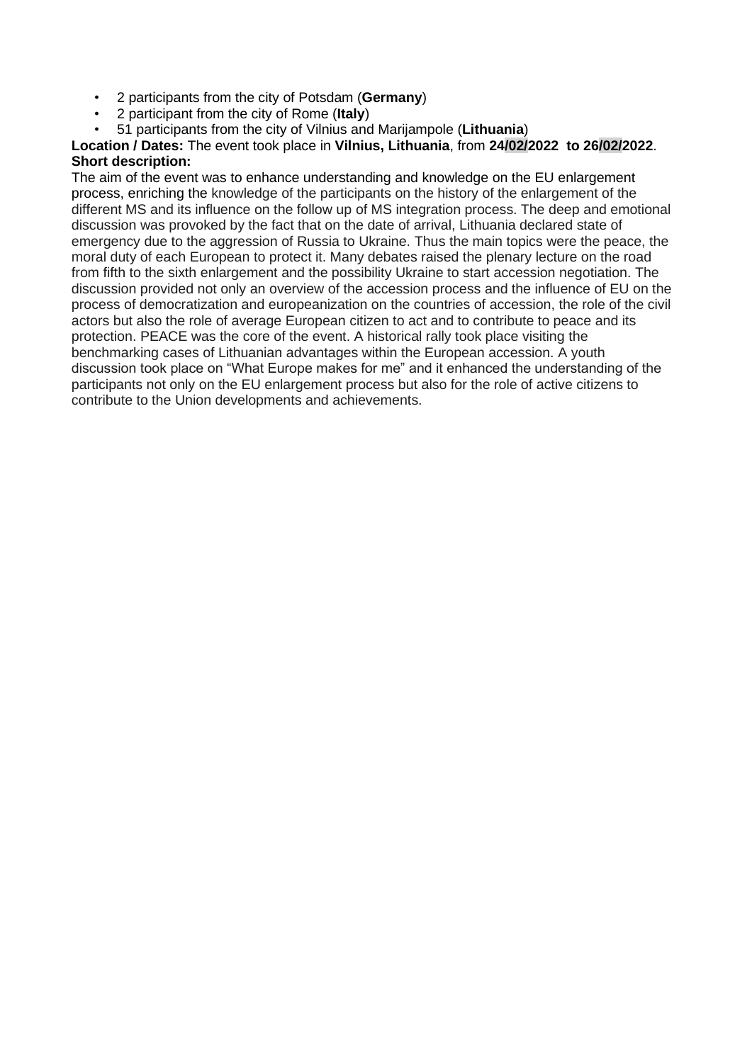- 2 participants from the city of Potsdam (**Germany**)
- 2 participant from the city of Rome (**Italy**)
- 51 participants from the city of Vilnius and Marijampole (**Lithuania**)

**Location / Dates:** The event took place in **Vilnius, Lithuania**, from **24/02/2022 to 26/02/2022**.

**Short description:**

The aim of the event was to enhance understanding and knowledge on the EU enlargement process, enriching the knowledge of the participants on the history of the enlargement of the different MS and its influence on the follow up of MS integration process. The deep and emotional discussion was provoked by the fact that on the date of arrival, Lithuania declared state of emergency due to the aggression of Russia to Ukraine. Thus the main topics were the peace, the moral duty of each European to protect it. Many debates raised the plenary lecture on the road from fifth to the sixth enlargement and the possibility Ukraine to start accession negotiation. The discussion provided not only an overview of the accession process and the influence of EU on the process of democratization and europeanization on the countries of accession, the role of the civil actors but also the role of average European citizen to act and to contribute to peace and its protection. PEACE was the core of the event. A historical rally took place visiting the benchmarking cases of Lithuanian advantages within the European accession. A youth discussion took place on "What Europe makes for me" and it enhanced the understanding of the participants not only on the EU enlargement process but also for the role of active citizens to contribute to the Union developments and achievements.